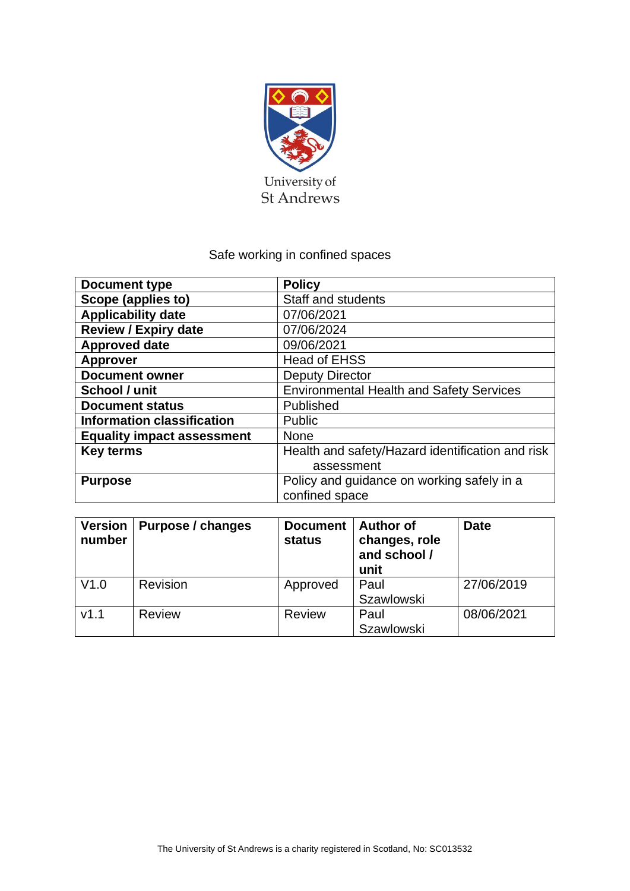University of St Andrews

# Safe working in confined spaces

| Document type | Policy |
|---|---|
| Scope (applies to) | Staff and students |
| Applicability date | 07/06/2021 |
| Review / Expiry date | 07/06/2024 |
| Approved date | 09/06/2021 |
| Approver | Head of EHSS |
| Document owner | Deputy Director |
| School / unit | Environmental Health and Safety Services |
| Document status | Published |
| Information classification | Public |
| Equality impact assessment | None |
| Key terms | Health and safety/Hazard identification and risk assessment |
| Purpose | Policy and guidance on working safely in a confined space |

| Version number | Purpose / changes | Document status | Author of changes, role and school / unit | Date |
|---|---|---|---|---|
| V1.0 | Revision | Approved | Paul Szawlowski | 27/06/2019 |
| v1.1 | Review | Review | Paul Szawlowski | 08/06/2021 |

The University of St Andrews is a charity registered in Scotland, No: SC013532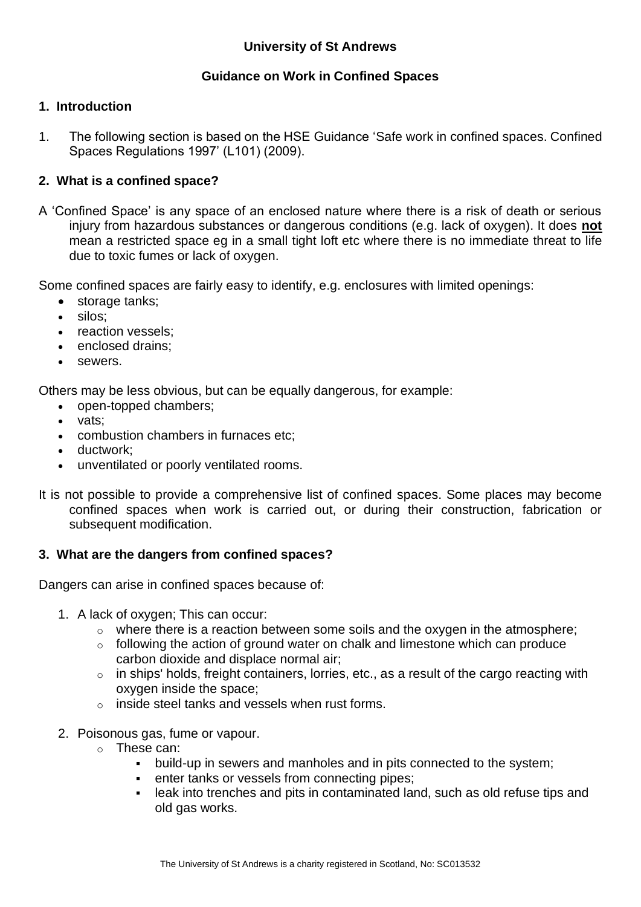**University of St Andrews**

**Guidance on Work in Confined Spaces**

## 1. Introduction

1. The following section is based on the HSE Guidance 'Safe work in confined spaces. Confined Spaces Regulations 1997' (L101) (2009).

## 2. What is a confined space?

A 'Confined Space' is any space of an enclosed nature where there is a risk of death or serious injury from hazardous substances or dangerous conditions (e.g. lack of oxygen). It does **not** mean a restricted space eg in a small tight loft etc where there is no immediate threat to life due to toxic fumes or lack of oxygen.

Some confined spaces are fairly easy to identify, e.g. enclosures with limited openings:

- storage tanks;
- silos;
- reaction vessels;
- enclosed drains;
- sewers.

Others may be less obvious, but can be equally dangerous, for example:

- open-topped chambers;
- vats;
- combustion chambers in furnaces etc;
- ductwork;
- unventilated or poorly ventilated rooms.

It is not possible to provide a comprehensive list of confined spaces. Some places may become confined spaces when work is carried out, or during their construction, fabrication or subsequent modification.

## 3. What are the dangers from confined spaces?

Dangers can arise in confined spaces because of:

1. A lack of oxygen; This can occur:
    - where there is a reaction between some soils and the oxygen in the atmosphere;
    - following the action of ground water on chalk and limestone which can produce carbon dioxide and displace normal air;
    - in ships' holds, freight containers, lorries, etc., as a result of the cargo reacting with oxygen inside the space;
    - inside steel tanks and vessels when rust forms.
2. Poisonous gas, fume or vapour.
    - These can:
        - build-up in sewers and manholes and in pits connected to the system;
        - enter tanks or vessels from connecting pipes;
        - leak into trenches and pits in contaminated land, such as old refuse tips and old gas works.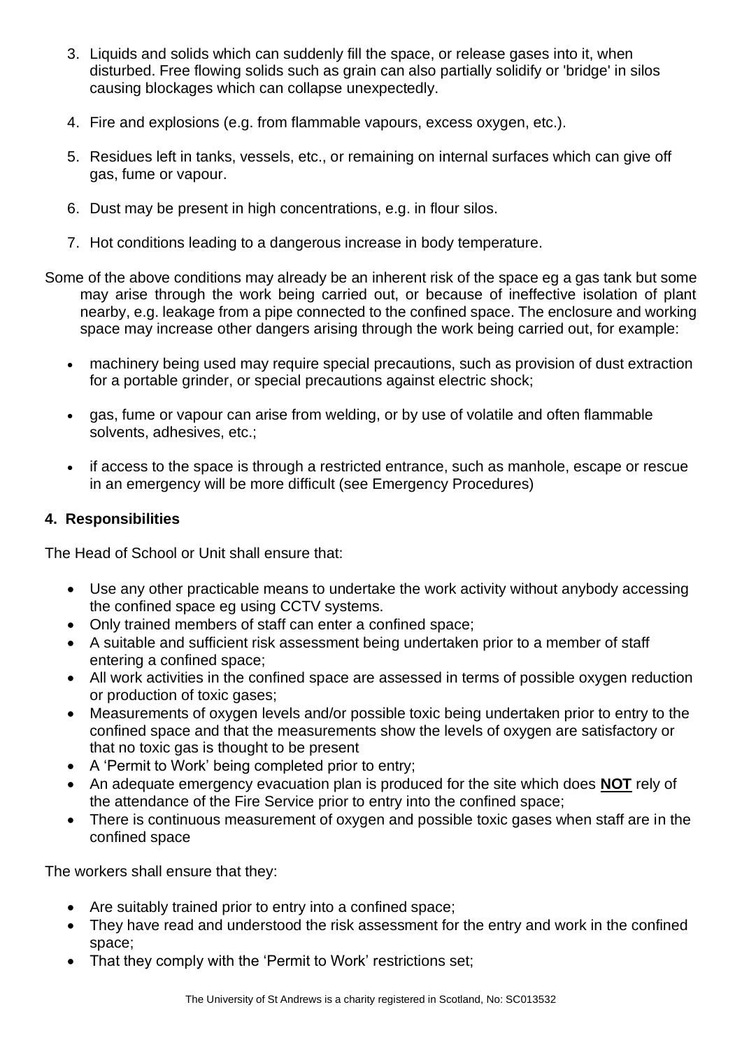3. Liquids and solids which can suddenly fill the space, or release gases into it, when disturbed. Free flowing solids such as grain can also partially solidify or 'bridge' in silos causing blockages which can collapse unexpectedly.

4. Fire and explosions (e.g. from flammable vapours, excess oxygen, etc.).

5. Residues left in tanks, vessels, etc., or remaining on internal surfaces which can give off gas, fume or vapour.

6. Dust may be present in high concentrations, e.g. in flour silos.

7. Hot conditions leading to a dangerous increase in body temperature.

Some of the above conditions may already be an inherent risk of the space eg a gas tank but some may arise through the work being carried out, or because of ineffective isolation of plant nearby, e.g. leakage from a pipe connected to the confined space. The enclosure and working space may increase other dangers arising through the work being carried out, for example:

- machinery being used may require special precautions, such as provision of dust extraction for a portable grinder, or special precautions against electric shock;
- gas, fume or vapour can arise from welding, or by use of volatile and often flammable solvents, adhesives, etc.;
- if access to the space is through a restricted entrance, such as manhole, escape or rescue in an emergency will be more difficult (see Emergency Procedures)

## 4. Responsibilities

The Head of School or Unit shall ensure that:

- Use any other practicable means to undertake the work activity without anybody accessing the confined space eg using CCTV systems.
- Only trained members of staff can enter a confined space;
- A suitable and sufficient risk assessment being undertaken prior to a member of staff entering a confined space;
- All work activities in the confined space are assessed in terms of possible oxygen reduction or production of toxic gases;
- Measurements of oxygen levels and/or possible toxic being undertaken prior to entry to the confined space and that the measurements show the levels of oxygen are satisfactory or that no toxic gas is thought to be present
- A 'Permit to Work' being completed prior to entry;
- An adequate emergency evacuation plan is produced for the site which does **NOT** rely of the attendance of the Fire Service prior to entry into the confined space;
- There is continuous measurement of oxygen and possible toxic gases when staff are in the confined space

The workers shall ensure that they:

- Are suitably trained prior to entry into a confined space;
- They have read and understood the risk assessment for the entry and work in the confined space;
- That they comply with the 'Permit to Work' restrictions set;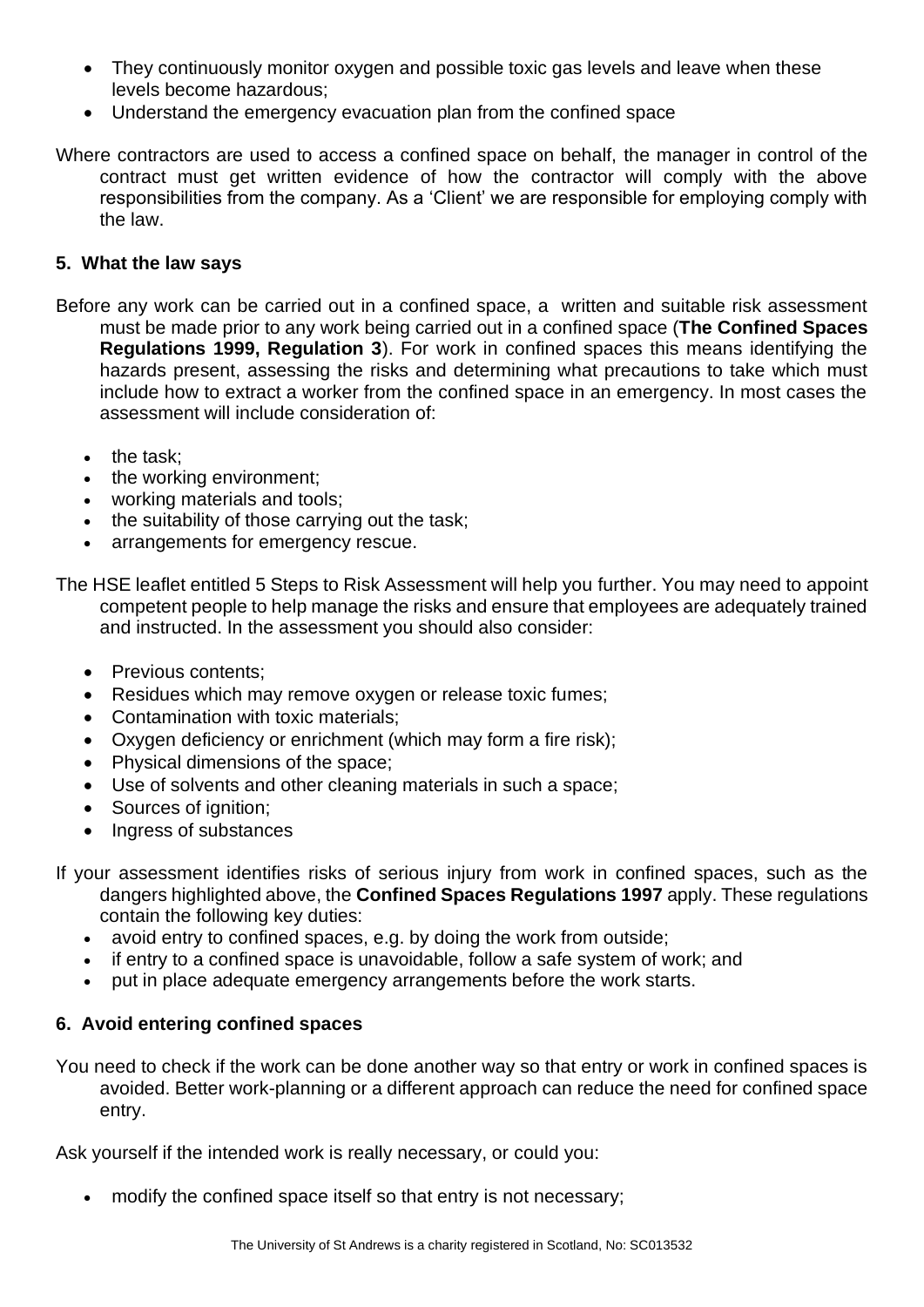- They continuously monitor oxygen and possible toxic gas levels and leave when these levels become hazardous;
- Understand the emergency evacuation plan from the confined space

Where contractors are used to access a confined space on behalf, the manager in control of the contract must get written evidence of how the contractor will comply with the above responsibilities from the company. As a 'Client' we are responsible for employing comply with the law.

## 5. What the law says

Before any work can be carried out in a confined space, a written and suitable risk assessment must be made prior to any work being carried out in a confined space (**The Confined Spaces Regulations 1999, Regulation 3**). For work in confined spaces this means identifying the hazards present, assessing the risks and determining what precautions to take which must include how to extract a worker from the confined space in an emergency. In most cases the assessment will include consideration of:

- the task;
- the working environment;
- working materials and tools;
- the suitability of those carrying out the task;
- arrangements for emergency rescue.

The HSE leaflet entitled 5 Steps to Risk Assessment will help you further. You may need to appoint competent people to help manage the risks and ensure that employees are adequately trained and instructed. In the assessment you should also consider:

- Previous contents;
- Residues which may remove oxygen or release toxic fumes;
- Contamination with toxic materials;
- Oxygen deficiency or enrichment (which may form a fire risk);
- Physical dimensions of the space;
- Use of solvents and other cleaning materials in such a space;
- Sources of ignition;
- Ingress of substances

If your assessment identifies risks of serious injury from work in confined spaces, such as the dangers highlighted above, the **Confined Spaces Regulations 1997** apply. These regulations contain the following key duties:

- avoid entry to confined spaces, e.g. by doing the work from outside;
- if entry to a confined space is unavoidable, follow a safe system of work; and
- put in place adequate emergency arrangements before the work starts.

## 6. Avoid entering confined spaces

You need to check if the work can be done another way so that entry or work in confined spaces is avoided. Better work-planning or a different approach can reduce the need for confined space entry.

Ask yourself if the intended work is really necessary, or could you:

- modify the confined space itself so that entry is not necessary;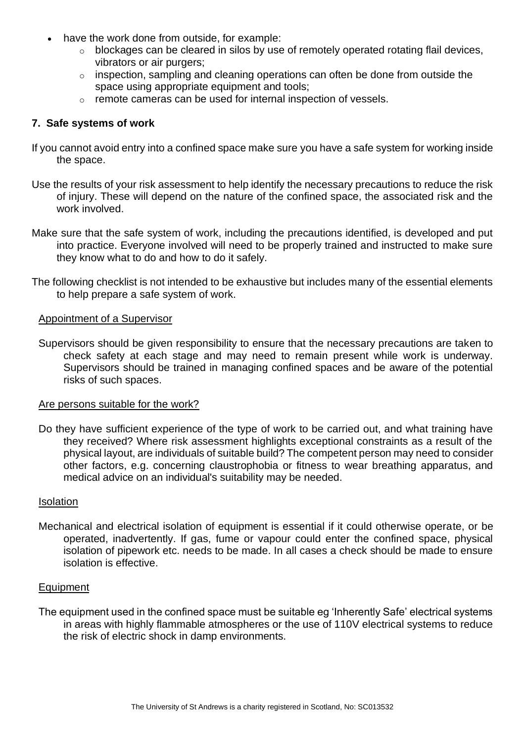- have the work done from outside, for example:
    - blockages can be cleared in silos by use of remotely operated rotating flail devices, vibrators or air purgers;
    - inspection, sampling and cleaning operations can often be done from outside the space using appropriate equipment and tools;
    - remote cameras can be used for internal inspection of vessels.

## 7. Safe systems of work

If you cannot avoid entry into a confined space make sure you have a safe system for working inside the space.

Use the results of your risk assessment to help identify the necessary precautions to reduce the risk of injury. These will depend on the nature of the confined space, the associated risk and the work involved.

Make sure that the safe system of work, including the precautions identified, is developed and put into practice. Everyone involved will need to be properly trained and instructed to make sure they know what to do and how to do it safely.

The following checklist is not intended to be exhaustive but includes many of the essential elements to help prepare a safe system of work.

<u>Appointment of a Supervisor</u>

Supervisors should be given responsibility to ensure that the necessary precautions are taken to check safety at each stage and may need to remain present while work is underway. Supervisors should be trained in managing confined spaces and be aware of the potential risks of such spaces.

<u>Are persons suitable for the work?</u>

Do they have sufficient experience of the type of work to be carried out, and what training have they received? Where risk assessment highlights exceptional constraints as a result of the physical layout, are individuals of suitable build? The competent person may need to consider other factors, e.g. concerning claustrophobia or fitness to wear breathing apparatus, and medical advice on an individual's suitability may be needed.

<u>Isolation</u>

Mechanical and electrical isolation of equipment is essential if it could otherwise operate, or be operated, inadvertently. If gas, fume or vapour could enter the confined space, physical isolation of pipework etc. needs to be made. In all cases a check should be made to ensure isolation is effective.

<u>Equipment</u>

The equipment used in the confined space must be suitable eg 'Inherently Safe' electrical systems in areas with highly flammable atmospheres or the use of 110V electrical systems to reduce the risk of electric shock in damp environments.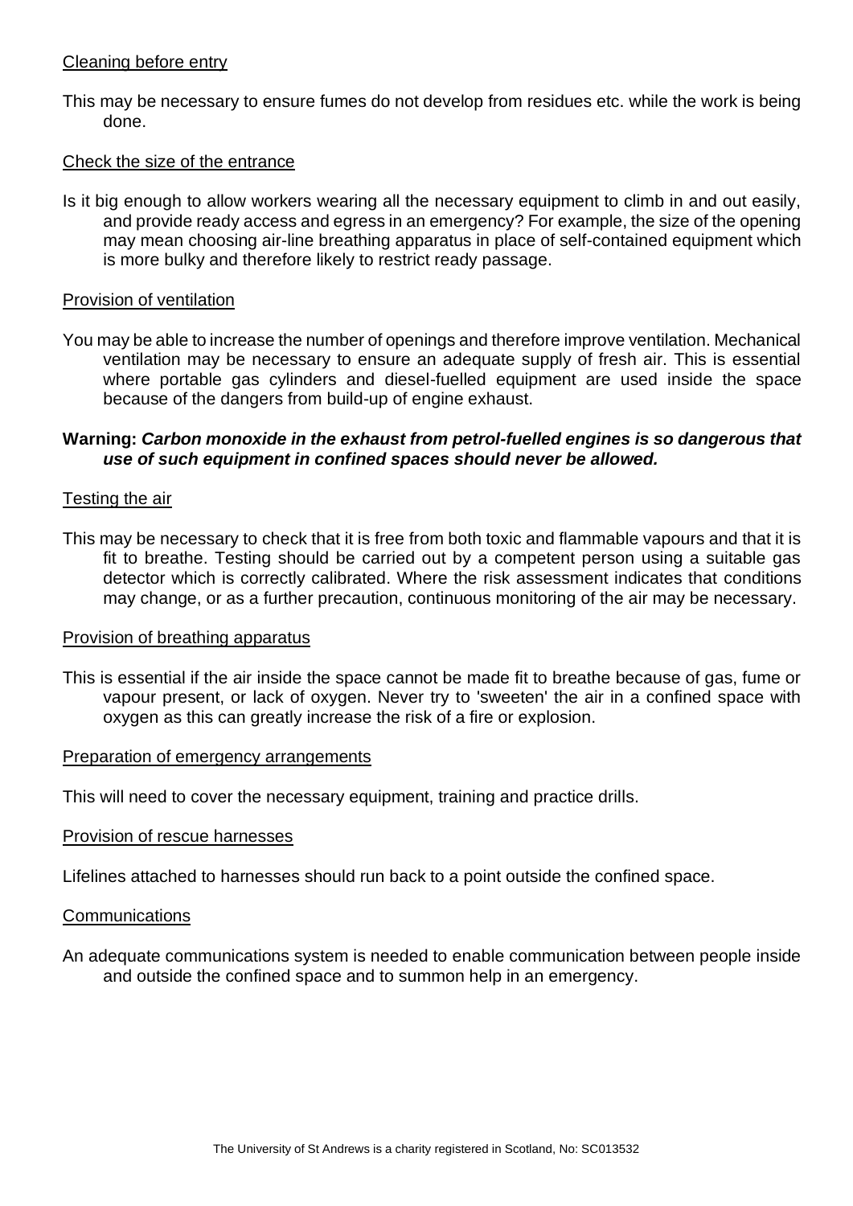Cleaning before entry

This may be necessary to ensure fumes do not develop from residues etc. while the work is being done.

Check the size of the entrance

Is it big enough to allow workers wearing all the necessary equipment to climb in and out easily, and provide ready access and egress in an emergency? For example, the size of the opening may mean choosing air-line breathing apparatus in place of self-contained equipment which is more bulky and therefore likely to restrict ready passage.

Provision of ventilation

You may be able to increase the number of openings and therefore improve ventilation. Mechanical ventilation may be necessary to ensure an adequate supply of fresh air. This is essential where portable gas cylinders and diesel-fuelled equipment are used inside the space because of the dangers from build-up of engine exhaust.

**Warning:** ***Carbon monoxide in the exhaust from petrol-fuelled engines is so dangerous that use of such equipment in confined spaces should never be allowed.***

Testing the air

This may be necessary to check that it is free from both toxic and flammable vapours and that it is fit to breathe. Testing should be carried out by a competent person using a suitable gas detector which is correctly calibrated. Where the risk assessment indicates that conditions may change, or as a further precaution, continuous monitoring of the air may be necessary.

Provision of breathing apparatus

This is essential if the air inside the space cannot be made fit to breathe because of gas, fume or vapour present, or lack of oxygen. Never try to 'sweeten' the air in a confined space with oxygen as this can greatly increase the risk of a fire or explosion.

Preparation of emergency arrangements

This will need to cover the necessary equipment, training and practice drills.

Provision of rescue harnesses

Lifelines attached to harnesses should run back to a point outside the confined space.

Communications

An adequate communications system is needed to enable communication between people inside and outside the confined space and to summon help in an emergency.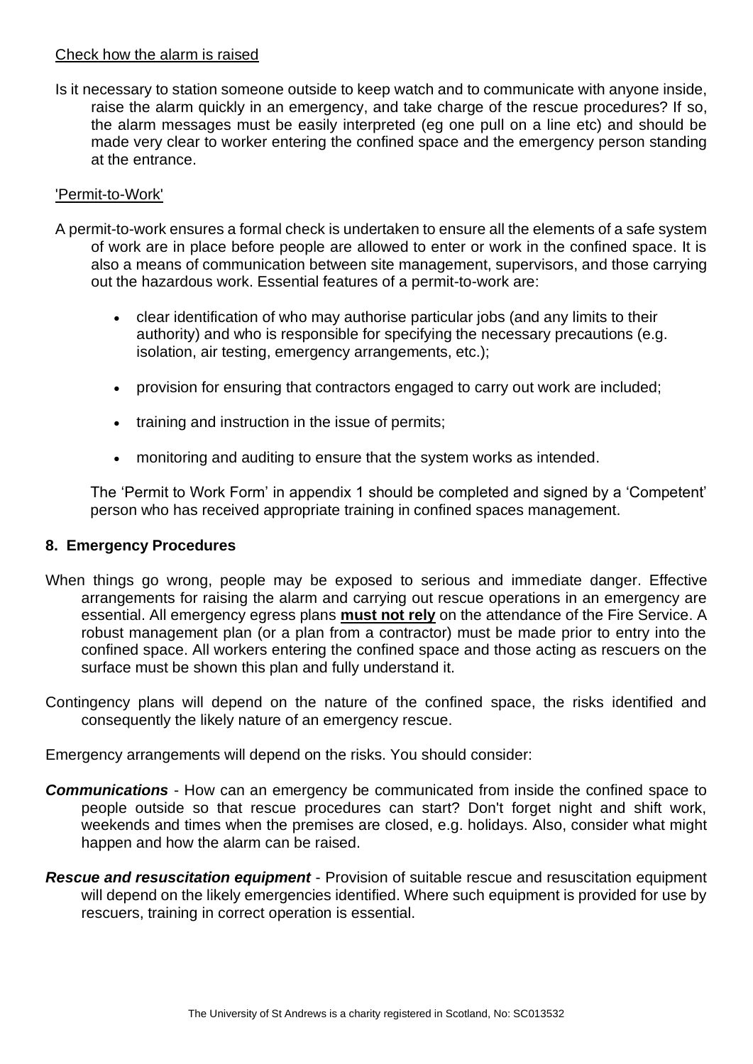Check how the alarm is raised

Is it necessary to station someone outside to keep watch and to communicate with anyone inside, raise the alarm quickly in an emergency, and take charge of the rescue procedures? If so, the alarm messages must be easily interpreted (eg one pull on a line etc) and should be made very clear to worker entering the confined space and the emergency person standing at the entrance.

'Permit-to-Work'

A permit-to-work ensures a formal check is undertaken to ensure all the elements of a safe system of work are in place before people are allowed to enter or work in the confined space. It is also a means of communication between site management, supervisors, and those carrying out the hazardous work. Essential features of a permit-to-work are:

- clear identification of who may authorise particular jobs (and any limits to their authority) and who is responsible for specifying the necessary precautions (e.g. isolation, air testing, emergency arrangements, etc.);
- provision for ensuring that contractors engaged to carry out work are included;
- training and instruction in the issue of permits;
- monitoring and auditing to ensure that the system works as intended.

The 'Permit to Work Form' in appendix 1 should be completed and signed by a 'Competent' person who has received appropriate training in confined spaces management.

## 8. Emergency Procedures

When things go wrong, people may be exposed to serious and immediate danger. Effective arrangements for raising the alarm and carrying out rescue operations in an emergency are essential. All emergency egress plans **must not rely** on the attendance of the Fire Service. A robust management plan (or a plan from a contractor) must be made prior to entry into the confined space. All workers entering the confined space and those acting as rescuers on the surface must be shown this plan and fully understand it.

Contingency plans will depend on the nature of the confined space, the risks identified and consequently the likely nature of an emergency rescue.

Emergency arrangements will depend on the risks. You should consider:

***Communications*** - How can an emergency be communicated from inside the confined space to people outside so that rescue procedures can start? Don't forget night and shift work, weekends and times when the premises are closed, e.g. holidays. Also, consider what might happen and how the alarm can be raised.

***Rescue and resuscitation equipment*** - Provision of suitable rescue and resuscitation equipment will depend on the likely emergencies identified. Where such equipment is provided for use by rescuers, training in correct operation is essential.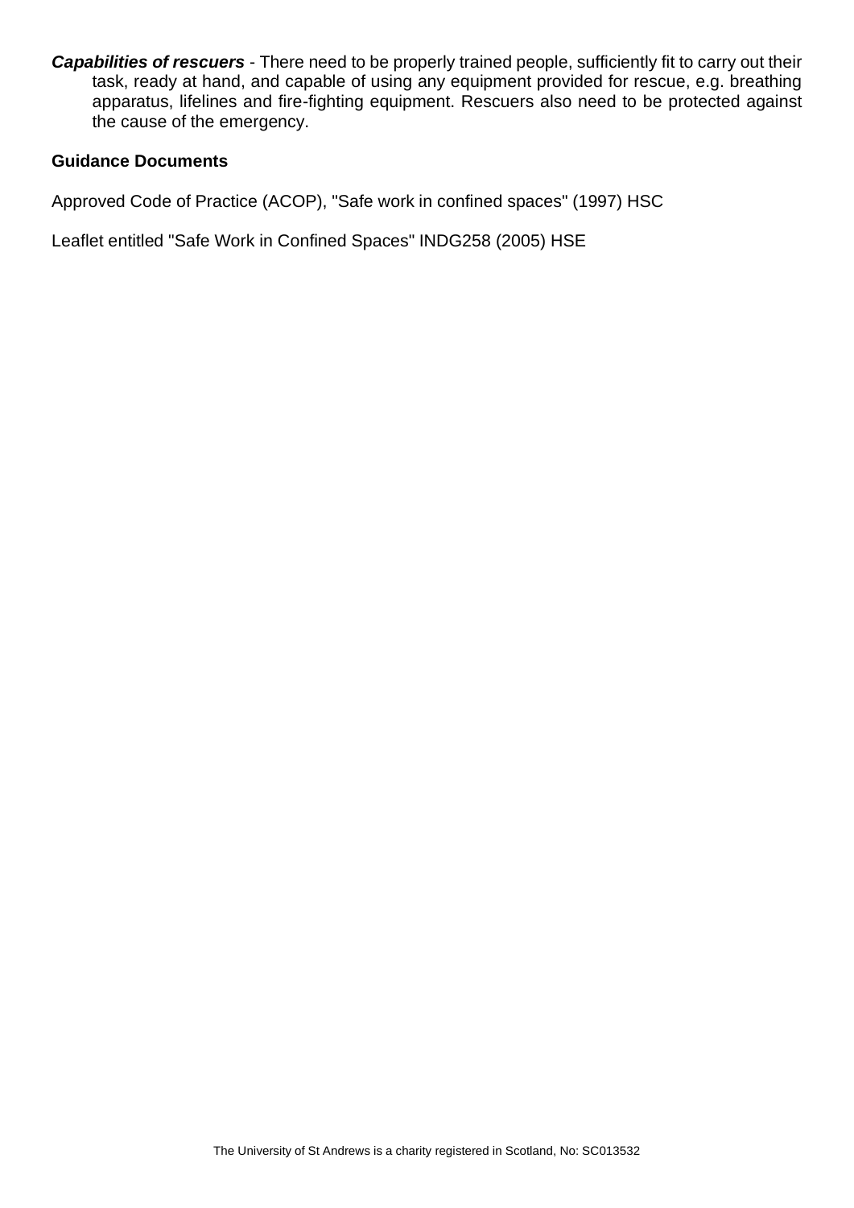***Capabilities of rescuers*** - There need to be properly trained people, sufficiently fit to carry out their task, ready at hand, and capable of using any equipment provided for rescue, e.g. breathing apparatus, lifelines and fire-fighting equipment. Rescuers also need to be protected against the cause of the emergency.

**Guidance Documents**

Approved Code of Practice (ACOP), "Safe work in confined spaces" (1997) HSC

Leaflet entitled "Safe Work in Confined Spaces" INDG258 (2005) HSE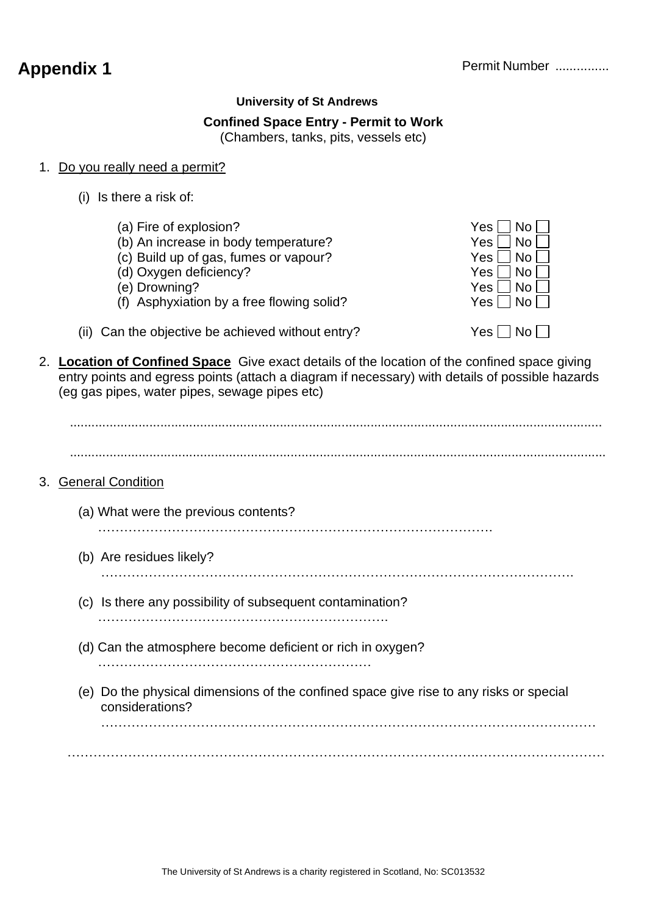# Appendix 1

Permit Number ...............

**University of St Andrews**

**Confined Space Entry - Permit to Work**
(Chambers, tanks, pits, vessels etc)

1. Do you really need a permit?

   (i) Is there a risk of:

   (a) Fire of explosion? Yes ☐ No ☐
   (b) An increase in body temperature? Yes ☐ No ☐
   (c) Build up of gas, fumes or vapour? Yes ☐ No ☐
   (d) Oxygen deficiency? Yes ☐ No ☐
   (e) Drowning? Yes ☐ No ☐
   (f) Asphyxiation by a free flowing solid? Yes ☐ No ☐

   (ii) Can the objective be achieved without entry? Yes ☐ No ☐

2. **Location of Confined Space** Give exact details of the location of the confined space giving entry points and egress points (attach a diagram if necessary) with details of possible hazards (eg gas pipes, water pipes, sewage pipes etc)

   ..........................................................................................................................................

   ..........................................................................................................................................

3. General Condition

   (a) What were the previous contents?
   ……………………………………………………………………………

   (b) Are residues likely?
   …………………………………………………………………………………………

   (c) Is there any possibility of subsequent contamination?
   ………………………………………………………….

   (d) Can the atmosphere become deficient or rich in oxygen?
   ………………………………………………………

   (e) Do the physical dimensions of the confined space give rise to any risks or special considerations?
   ……………………………………………………………………………………………

   ………………………………………………………………………………………………………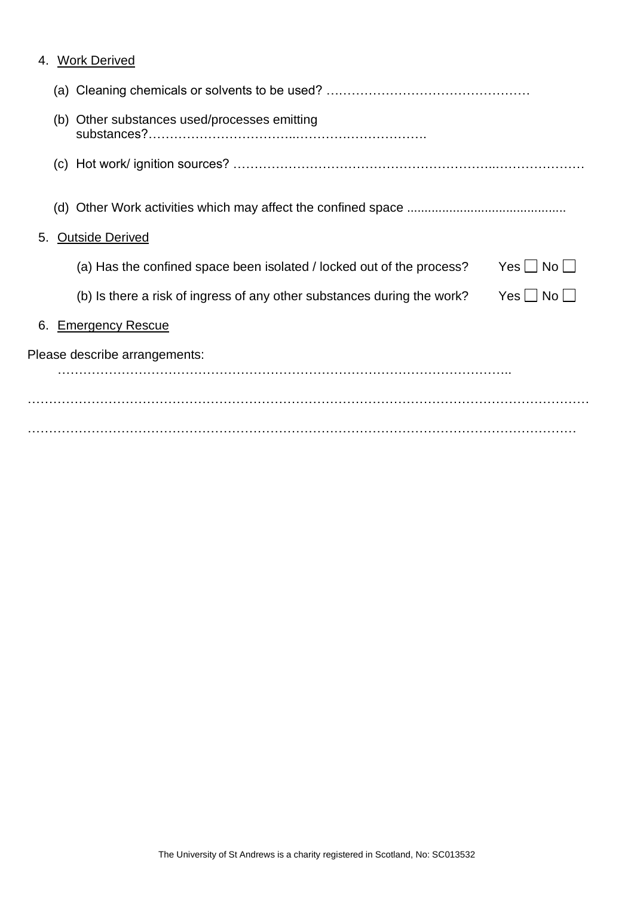4. <u>Work Derived</u>

   (a) Cleaning chemicals or solvents to be used? …………………………………………

   (b) Other substances used/processes emitting substances?……………………………..……………………………….

   (c) Hot work/ ignition sources? ……………………………………………………..…………………

   (d) Other Work activities which may affect the confined space ............................................

5. <u>Outside Derived</u>

   (a) Has the confined space been isolated / locked out of the process? Yes ☐ No ☐

   (b) Is there a risk of ingress of any other substances during the work? Yes ☐ No ☐

6. <u>Emergency Rescue</u>

Please describe arrangements:

……………………………………………………………………………………………..

………………………………………………………………………………………………………………

……………………………………………………………………………………………………………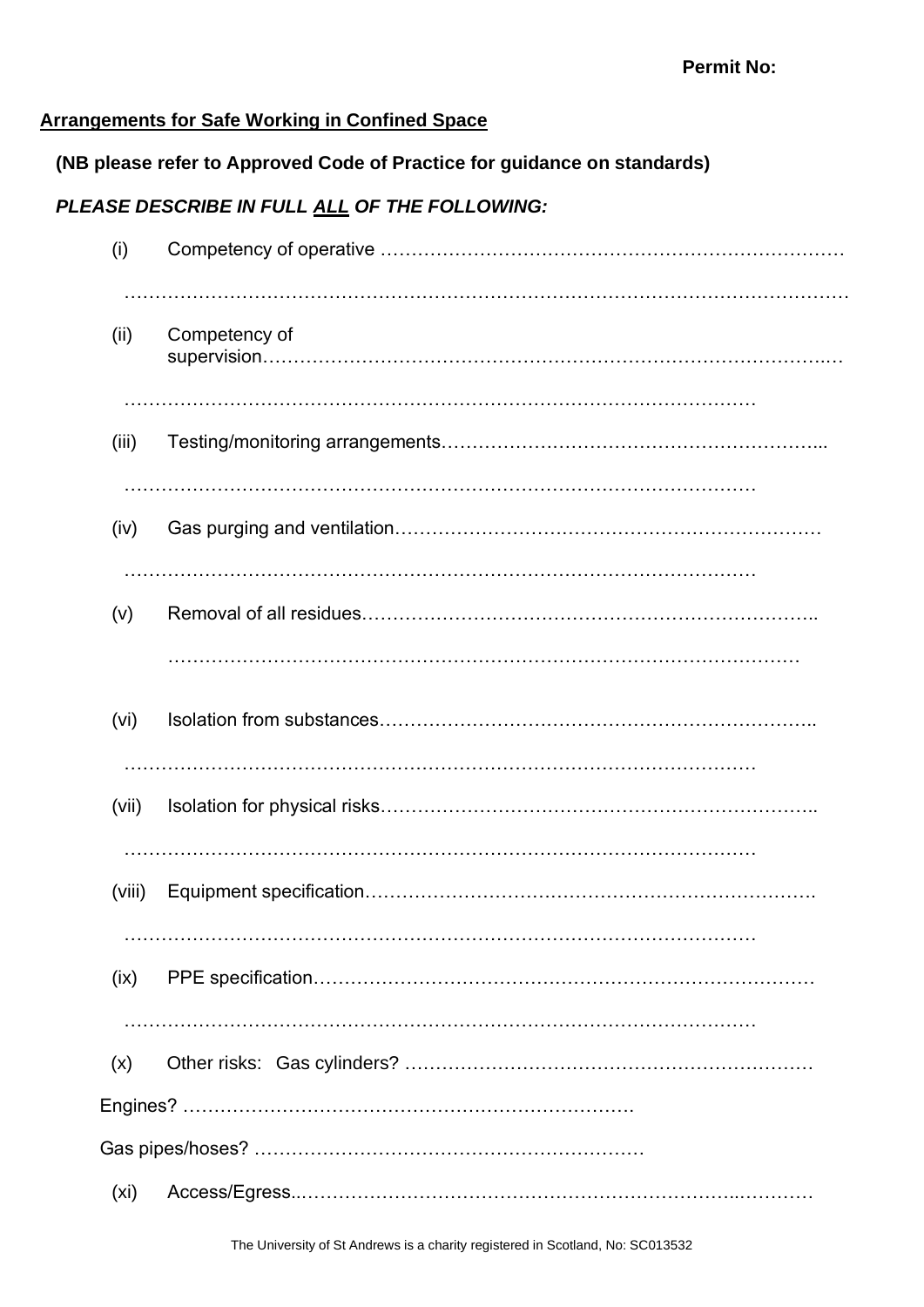**Permit No:**

**<u>Arrangements for Safe Working in Confined Space</u>**

**(NB please refer to Approved Code of Practice for guidance on standards)**

***PLEASE DESCRIBE IN FULL <u>ALL</u> OF THE FOLLOWING:***

(i) Competency of operative …………………………………………………………………

…………………………………………………………………………………………………

(ii) Competency of supervision……………………………………………………………………………

…………………………………………………………………………………………

(iii) Testing/monitoring arrangements……………………………………………………...

…………………………………………………………………………………………

(iv) Gas purging and ventilation…………………………………………………………

…………………………………………………………………………………………

(v) Removal of all residues……………………………………………………………..

…………………………………………………………………………………………

(vi) Isolation from substances…………………………………………………………..

…………………………………………………………………………………………

(vii) Isolation for physical risks…………………………………………………………..

…………………………………………………………………………………………

(viii) Equipment specification…………………………………………………………….

…………………………………………………………………………………………

(ix) PPE specification…………………………………………………………………

…………………………………………………………………………………………

(x) Other risks: Gas cylinders? ………………………………………………………

Engines? ……………………………………………………………….

Gas pipes/hoses? ……………………………………………………

(xi) Access/Egress..…………………………………………………………..…………

The University of St Andrews is a charity registered in Scotland, No: SC013532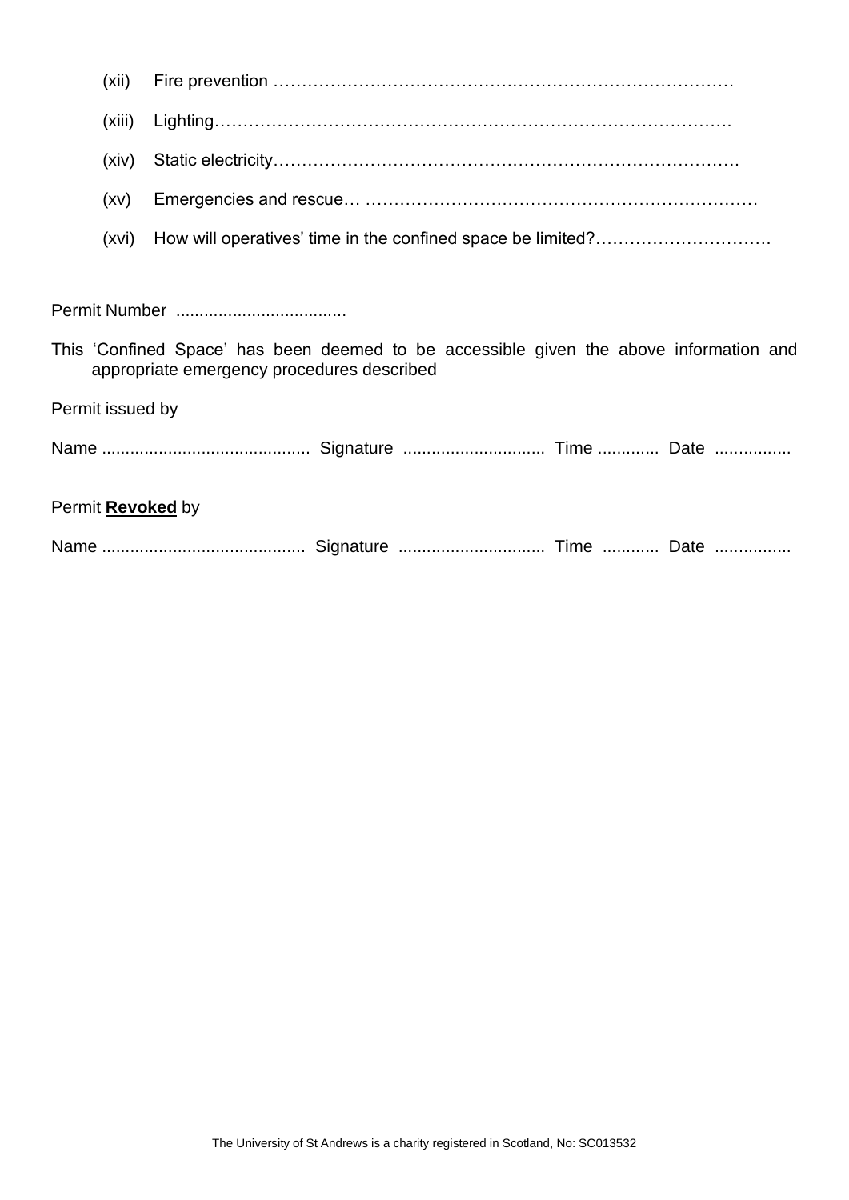(xii) Fire prevention ……………………………………………………………………………

(xiii) Lighting………………………………………………………………………………

(xiv) Static electricity…………………………………………………………………………

(xv) Emergencies and rescue… ……………………………………………………………

(xvi) How will operatives' time in the confined space be limited?…………………………

---

Permit Number ....................................

This 'Confined Space' has been deemed to be accessible given the above information and appropriate emergency procedures described

Permit issued by

Name ........................................... Signature ............................. Time ............. Date ................

Permit **Revoked** by

Name .......................................... Signature .............................. Time ............ Date ................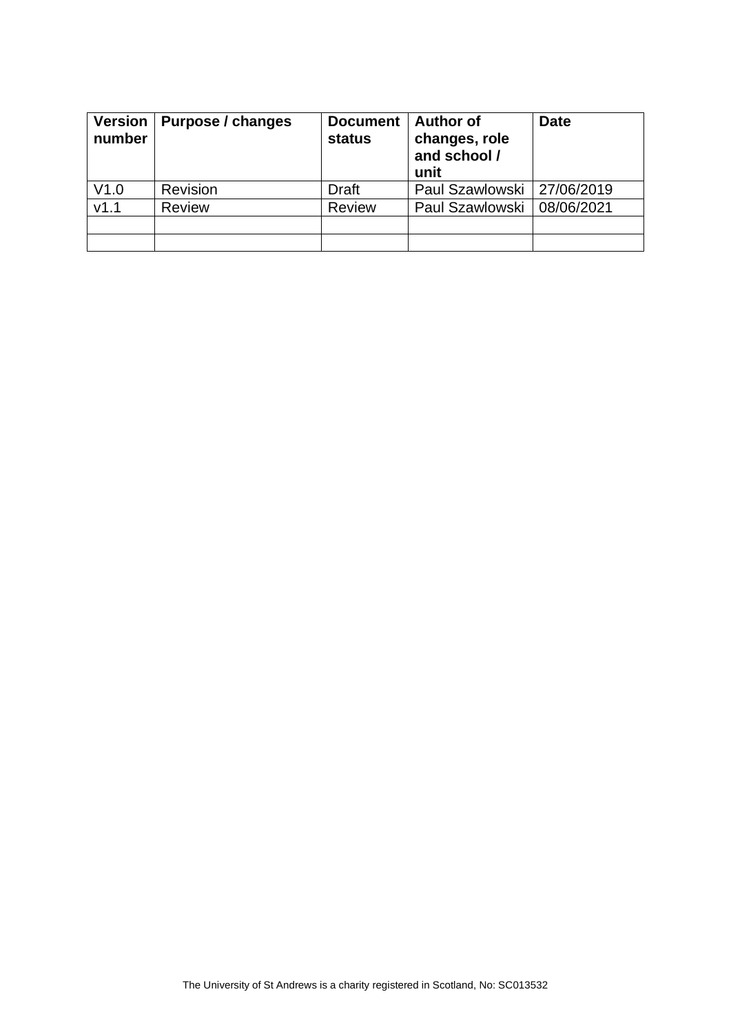| Version number | Purpose / changes | Document status | Author of changes, role and school / unit | Date |
| --- | --- | --- | --- | --- |
| V1.0 | Revision | Draft | Paul Szawlowski | 27/06/2019 |
| v1.1 | Review | Review | Paul Szawlowski | 08/06/2021 |
| | | | | |
| | | | | |

The University of St Andrews is a charity registered in Scotland, No: SC013532